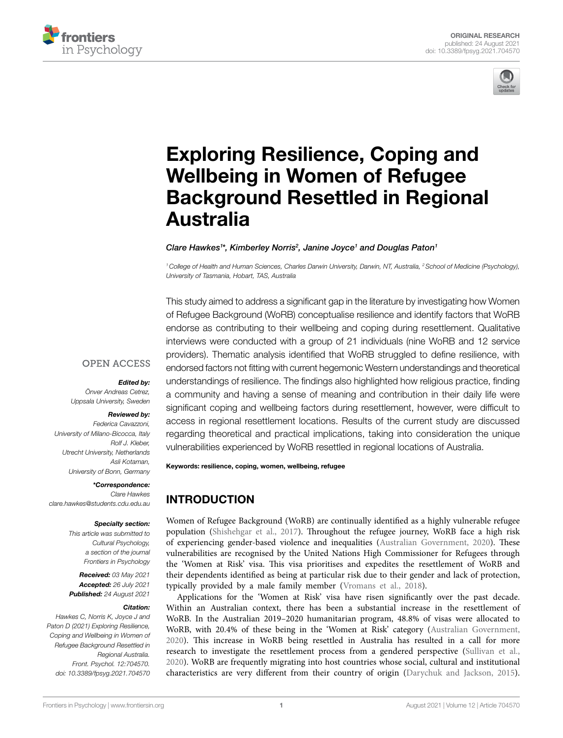ORIGINAL RESEARCH
published: 24 August 2021
doi: 10.3389/fpsyg.2021.704570

# Exploring Resilience, Coping and Wellbeing in Women of Refugee Background Resettled in Regional Australia

*Clare Hawkes[1]\*, Kimberley Norris[2], Janine Joyce[1] and Douglas Paton[1]*

[1] College of Health and Human Sciences, Charles Darwin University, Darwin, NT, Australia, [2] School of Medicine (Psychology), University of Tasmania, Hobart, TAS, Australia

OPEN ACCESS

***Edited by:***
*Önver Andreas Cetrez,*
*Uppsala University, Sweden*

***Reviewed by:***
*Federica Cavazzoni,*
*University of Milano-Bicocca, Italy*
*Rolf J. Kleber,*
*Utrecht University, Netherlands*
*Asli Kotaman,*
*University of Bonn, Germany*

***\*Correspondence:***
*Clare Hawkes*
*clare.hawkes@students.cdu.edu.au*

***Specialty section:***
*This article was submitted to Cultural Psychology, a section of the journal Frontiers in Psychology*

***Received:*** *03 May 2021*
***Accepted:*** *26 July 2021*
***Published:*** *24 August 2021*

***Citation:***
*Hawkes C, Norris K, Joyce J and Paton D (2021) Exploring Resilience, Coping and Wellbeing in Women of Refugee Background Resettled in Regional Australia. Front. Psychol. 12:704570. doi: 10.3389/fpsyg.2021.704570*

This study aimed to address a significant gap in the literature by investigating how Women of Refugee Background (WoRB) conceptualise resilience and identify factors that WoRB endorse as contributing to their wellbeing and coping during resettlement. Qualitative interviews were conducted with a group of 21 individuals (nine WoRB and 12 service providers). Thematic analysis identified that WoRB struggled to define resilience, with endorsed factors not fitting with current hegemonic Western understandings and theoretical understandings of resilience. The findings also highlighted how religious practice, finding a community and having a sense of meaning and contribution in their daily life were significant coping and wellbeing factors during resettlement, however, were difficult to access in regional resettlement locations. Results of the current study are discussed regarding theoretical and practical implications, taking into consideration the unique vulnerabilities experienced by WoRB resettled in regional locations of Australia.

**Keywords: resilience, coping, women, wellbeing, refugee**

## INTRODUCTION

Women of Refugee Background (WoRB) are continually identified as a highly vulnerable refugee population (Shishehgar et al., 2017). Throughout the refugee journey, WoRB face a high risk of experiencing gender-based violence and inequalities (Australian Government, 2020). These vulnerabilities are recognised by the United Nations High Commissioner for Refugees through the 'Women at Risk' visa. This visa prioritises and expedites the resettlement of WoRB and their dependents identified as being at particular risk due to their gender and lack of protection, typically provided by a male family member (Vromans et al., 2018).

Applications for the 'Women at Risk' visa have risen significantly over the past decade. Within an Australian context, there has been a substantial increase in the resettlement of WoRB. In the Australian 2019–2020 humanitarian program, 48.8% of visas were allocated to WoRB, with 20.4% of these being in the 'Women at Risk' category (Australian Government, 2020). This increase in WoRB being resettled in Australia has resulted in a call for more research to investigate the resettlement process from a gendered perspective (Sullivan et al., 2020). WoRB are frequently migrating into host countries whose social, cultural and institutional characteristics are very different from their country of origin (Darychuk and Jackson, 2015).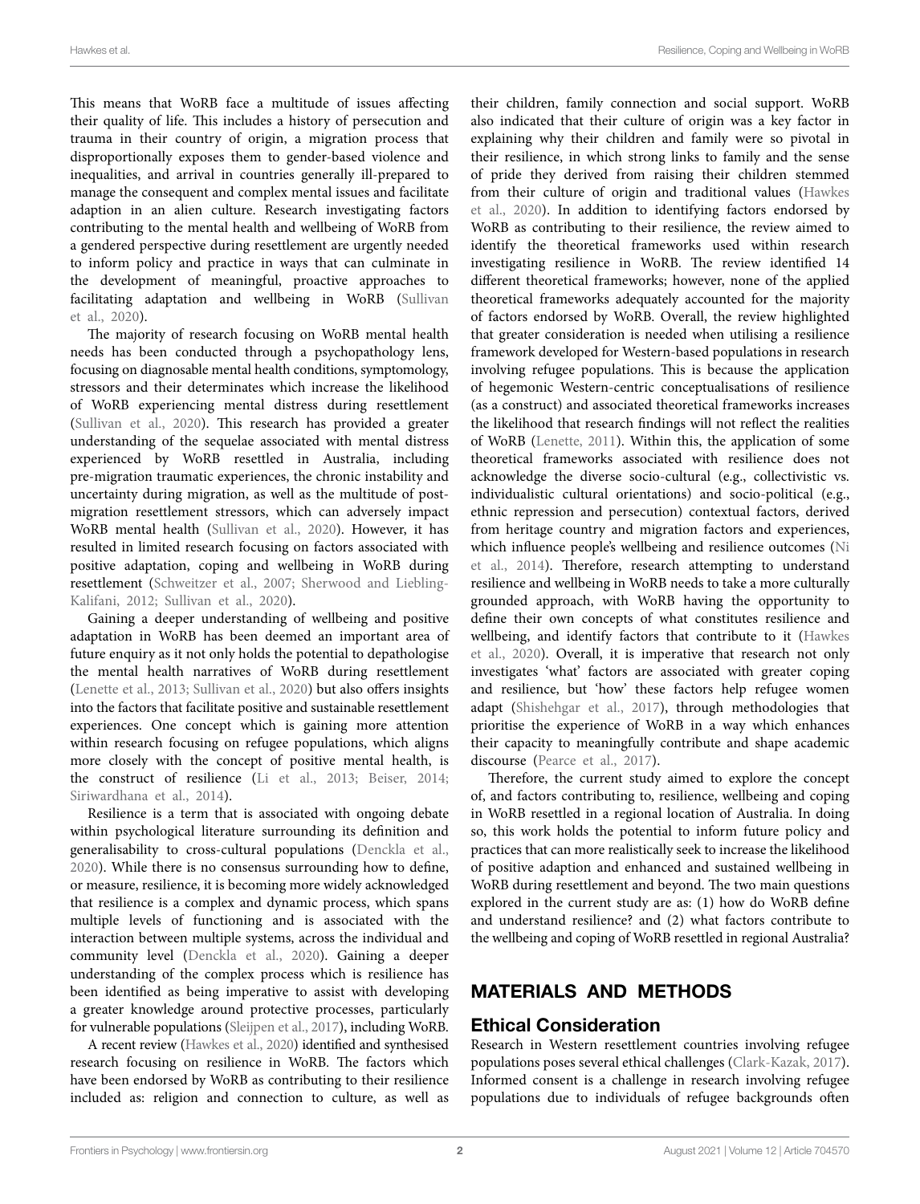This means that WoRB face a multitude of issues affecting their quality of life. This includes a history of persecution and trauma in their country of origin, a migration process that disproportionally exposes them to gender-based violence and inequalities, and arrival in countries generally ill-prepared to manage the consequent and complex mental issues and facilitate adaption in an alien culture. Research investigating factors contributing to the mental health and wellbeing of WoRB from a gendered perspective during resettlement are urgently needed to inform policy and practice in ways that can culminate in the development of meaningful, proactive approaches to facilitating adaptation and wellbeing in WoRB (Sullivan et al., 2020).

The majority of research focusing on WoRB mental health needs has been conducted through a psychopathology lens, focusing on diagnosable mental health conditions, symptomology, stressors and their determinates which increase the likelihood of WoRB experiencing mental distress during resettlement (Sullivan et al., 2020). This research has provided a greater understanding of the sequelae associated with mental distress experienced by WoRB resettled in Australia, including pre-migration traumatic experiences, the chronic instability and uncertainty during migration, as well as the multitude of post-migration resettlement stressors, which can adversely impact WoRB mental health (Sullivan et al., 2020). However, it has resulted in limited research focusing on factors associated with positive adaptation, coping and wellbeing in WoRB during resettlement (Schweitzer et al., 2007; Sherwood and Liebling-Kalifani, 2012; Sullivan et al., 2020).

Gaining a deeper understanding of wellbeing and positive adaptation in WoRB has been deemed an important area of future enquiry as it not only holds the potential to depathologise the mental health narratives of WoRB during resettlement (Lenette et al., 2013; Sullivan et al., 2020) but also offers insights into the factors that facilitate positive and sustainable resettlement experiences. One concept which is gaining more attention within research focusing on refugee populations, which aligns more closely with the concept of positive mental health, is the construct of resilience (Li et al., 2013; Beiser, 2014; Siriwardhana et al., 2014).

Resilience is a term that is associated with ongoing debate within psychological literature surrounding its definition and generalisability to cross-cultural populations (Denckla et al., 2020). While there is no consensus surrounding how to define, or measure, resilience, it is becoming more widely acknowledged that resilience is a complex and dynamic process, which spans multiple levels of functioning and is associated with the interaction between multiple systems, across the individual and community level (Denckla et al., 2020). Gaining a deeper understanding of the complex process which is resilience has been identified as being imperative to assist with developing a greater knowledge around protective processes, particularly for vulnerable populations (Sleijpen et al., 2017), including WoRB.

A recent review (Hawkes et al., 2020) identified and synthesised research focusing on resilience in WoRB. The factors which have been endorsed by WoRB as contributing to their resilience included as: religion and connection to culture, as well as their children, family connection and social support. WoRB also indicated that their culture of origin was a key factor in explaining why their children and family were so pivotal in their resilience, in which strong links to family and the sense of pride they derived from raising their children stemmed from their culture of origin and traditional values (Hawkes et al., 2020). In addition to identifying factors endorsed by WoRB as contributing to their resilience, the review aimed to identify the theoretical frameworks used within research investigating resilience in WoRB. The review identified 14 different theoretical frameworks; however, none of the applied theoretical frameworks adequately accounted for the majority of factors endorsed by WoRB. Overall, the review highlighted that greater consideration is needed when utilising a resilience framework developed for Western-based populations in research involving refugee populations. This is because the application of hegemonic Western-centric conceptualisations of resilience (as a construct) and associated theoretical frameworks increases the likelihood that research findings will not reflect the realities of WoRB (Lenette, 2011). Within this, the application of some theoretical frameworks associated with resilience does not acknowledge the diverse socio-cultural (e.g., collectivistic vs. individualistic cultural orientations) and socio-political (e.g., ethnic repression and persecution) contextual factors, derived from heritage country and migration factors and experiences, which influence people's wellbeing and resilience outcomes (Ni et al., 2014). Therefore, research attempting to understand resilience and wellbeing in WoRB needs to take a more culturally grounded approach, with WoRB having the opportunity to define their own concepts of what constitutes resilience and wellbeing, and identify factors that contribute to it (Hawkes et al., 2020). Overall, it is imperative that research not only investigates 'what' factors are associated with greater coping and resilience, but 'how' these factors help refugee women adapt (Shishehgar et al., 2017), through methodologies that prioritise the experience of WoRB in a way which enhances their capacity to meaningfully contribute and shape academic discourse (Pearce et al., 2017).

Therefore, the current study aimed to explore the concept of, and factors contributing to, resilience, wellbeing and coping in WoRB resettled in a regional location of Australia. In doing so, this work holds the potential to inform future policy and practices that can more realistically seek to increase the likelihood of positive adaption and enhanced and sustained wellbeing in WoRB during resettlement and beyond. The two main questions explored in the current study are as: (1) how do WoRB define and understand resilience? and (2) what factors contribute to the wellbeing and coping of WoRB resettled in regional Australia?

## MATERIALS AND METHODS

### Ethical Consideration

Research in Western resettlement countries involving refugee populations poses several ethical challenges (Clark-Kazak, 2017). Informed consent is a challenge in research involving refugee populations due to individuals of refugee backgrounds often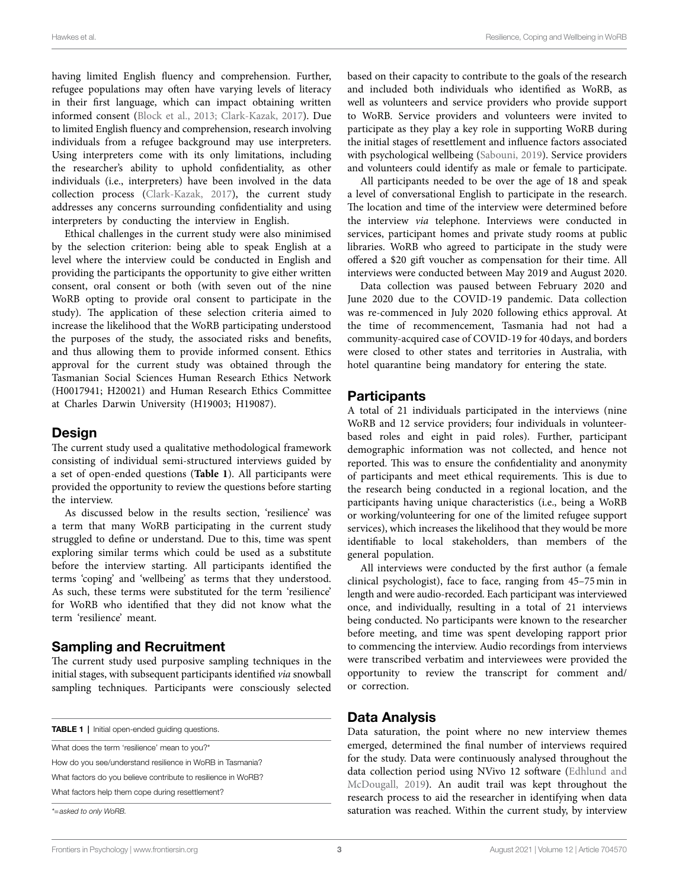having limited English fluency and comprehension. Further, refugee populations may often have varying levels of literacy in their first language, which can impact obtaining written informed consent (Block et al., 2013; Clark-Kazak, 2017). Due to limited English fluency and comprehension, research involving individuals from a refugee background may use interpreters. Using interpreters come with its only limitations, including the researcher's ability to uphold confidentiality, as other individuals (i.e., interpreters) have been involved in the data collection process (Clark-Kazak, 2017), the current study addresses any concerns surrounding confidentiality and using interpreters by conducting the interview in English.

Ethical challenges in the current study were also minimised by the selection criterion: being able to speak English at a level where the interview could be conducted in English and providing the participants the opportunity to give either written consent, oral consent or both (with seven out of the nine WoRB opting to provide oral consent to participate in the study). The application of these selection criteria aimed to increase the likelihood that the WoRB participating understood the purposes of the study, the associated risks and benefits, and thus allowing them to provide informed consent. Ethics approval for the current study was obtained through the Tasmanian Social Sciences Human Research Ethics Network (H0017941; H20021) and Human Research Ethics Committee at Charles Darwin University (H19003; H19087).

## Design

The current study used a qualitative methodological framework consisting of individual semi-structured interviews guided by a set of open-ended questions (**Table 1**). All participants were provided the opportunity to review the questions before starting the interview.

As discussed below in the results section, 'resilience' was a term that many WoRB participating in the current study struggled to define or understand. Due to this, time was spent exploring similar terms which could be used as a substitute before the interview starting. All participants identified the terms 'coping' and 'wellbeing' as terms that they understood. As such, these terms were substituted for the term 'resilience' for WoRB who identified that they did not know what the term 'resilience' meant.

## Sampling and Recruitment

The current study used purposive sampling techniques in the initial stages, with subsequent participants identified *via* snowball sampling techniques. Participants were consciously selected based on their capacity to contribute to the goals of the research and included both individuals who identified as WoRB, as well as volunteers and service providers who provide support to WoRB. Service providers and volunteers were invited to participate as they play a key role in supporting WoRB during the initial stages of resettlement and influence factors associated with psychological wellbeing (Sabouni, 2019). Service providers and volunteers could identify as male or female to participate.

All participants needed to be over the age of 18 and speak a level of conversational English to participate in the research. The location and time of the interview were determined before the interview *via* telephone. Interviews were conducted in services, participant homes and private study rooms at public libraries. WoRB who agreed to participate in the study were offered a $20 gift voucher as compensation for their time. All interviews were conducted between May 2019 and August 2020.

Data collection was paused between February 2020 and June 2020 due to the COVID-19 pandemic. Data collection was re-commenced in July 2020 following ethics approval. At the time of recommencement, Tasmania had not had a community-acquired case of COVID-19 for 40 days, and borders were closed to other states and territories in Australia, with hotel quarantine being mandatory for entering the state.

**TABLE 1** | Initial open-ended guiding questions.

| |
|---|
| What does the term 'resilience' mean to you?* |
| How do you see/understand resilience in WoRB in Tasmania? |
| What factors do you believe contribute to resilience in WoRB? |
| What factors help them cope during resettlement? |

*\*=asked to only WoRB.*

## Participants

A total of 21 individuals participated in the interviews (nine WoRB and 12 service providers; four individuals in volunteer-based roles and eight in paid roles). Further, participant demographic information was not collected, and hence not reported. This was to ensure the confidentiality and anonymity of participants and meet ethical requirements. This is due to the research being conducted in a regional location, and the participants having unique characteristics (i.e., being a WoRB or working/volunteering for one of the limited refugee support services), which increases the likelihood that they would be more identifiable to local stakeholders, than members of the general population.

All interviews were conducted by the first author (a female clinical psychologist), face to face, ranging from 45–75 min in length and were audio-recorded. Each participant was interviewed once, and individually, resulting in a total of 21 interviews being conducted. No participants were known to the researcher before meeting, and time was spent developing rapport prior to commencing the interview. Audio recordings from interviews were transcribed verbatim and interviewees were provided the opportunity to review the transcript for comment and/or correction.

## Data Analysis

Data saturation, the point where no new interview themes emerged, determined the final number of interviews required for the study. Data were continuously analysed throughout the data collection period using NVivo 12 software (Edhlund and McDougall, 2019). An audit trail was kept throughout the research process to aid the researcher in identifying when data saturation was reached. Within the current study, by interview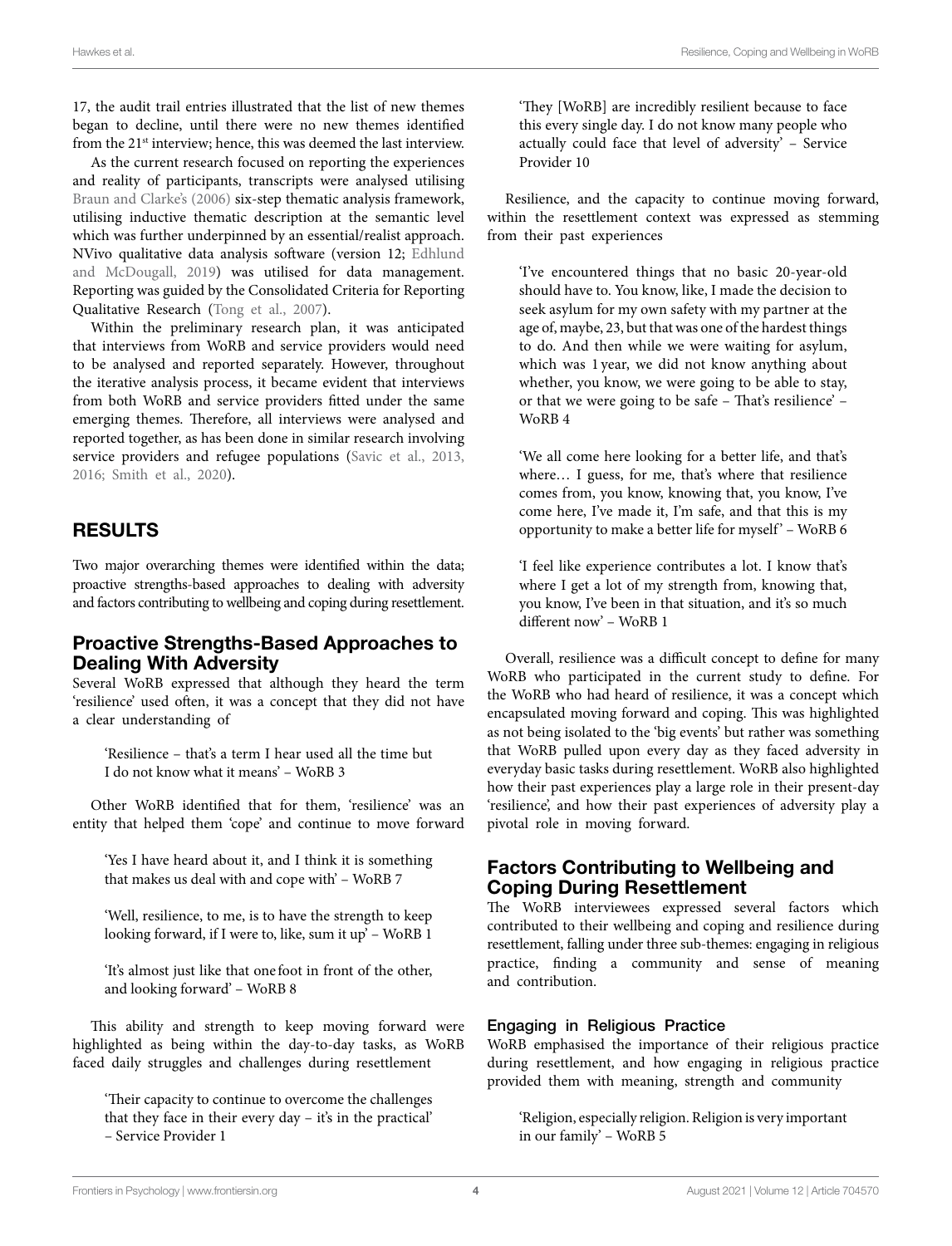17, the audit trail entries illustrated that the list of new themes began to decline, until there were no new themes identified from the 21st interview; hence, this was deemed the last interview.

As the current research focused on reporting the experiences and reality of participants, transcripts were analysed utilising Braun and Clarke's (2006) six-step thematic analysis framework, utilising inductive thematic description at the semantic level which was further underpinned by an essential/realist approach. NVivo qualitative data analysis software (version 12; Edhlund and McDougall, 2019) was utilised for data management. Reporting was guided by the Consolidated Criteria for Reporting Qualitative Research (Tong et al., 2007).

Within the preliminary research plan, it was anticipated that interviews from WoRB and service providers would need to be analysed and reported separately. However, throughout the iterative analysis process, it became evident that interviews from both WoRB and service providers fitted under the same emerging themes. Therefore, all interviews were analysed and reported together, as has been done in similar research involving service providers and refugee populations (Savic et al., 2013, 2016; Smith et al., 2020).

## RESULTS

Two major overarching themes were identified within the data; proactive strengths-based approaches to dealing with adversity and factors contributing to wellbeing and coping during resettlement.

### Proactive Strengths-Based Approaches to Dealing With Adversity

Several WoRB expressed that although they heard the term 'resilience' used often, it was a concept that they did not have a clear understanding of

> 'Resilience – that's a term I hear used all the time but I do not know what it means' – WoRB 3

Other WoRB identified that for them, 'resilience' was an entity that helped them 'cope' and continue to move forward

> 'Yes I have heard about it, and I think it is something that makes us deal with and cope with' – WoRB 7

> 'Well, resilience, to me, is to have the strength to keep looking forward, if I were to, like, sum it up' – WoRB 1

> 'It's almost just like that one foot in front of the other, and looking forward' – WoRB 8

This ability and strength to keep moving forward were highlighted as being within the day-to-day tasks, as WoRB faced daily struggles and challenges during resettlement

> 'Their capacity to continue to overcome the challenges that they face in their every day – it's in the practical' – Service Provider 1

> 'They [WoRB] are incredibly resilient because to face this every single day. I do not know many people who actually could face that level of adversity' – Service Provider 10

Resilience, and the capacity to continue moving forward, within the resettlement context was expressed as stemming from their past experiences

> 'I've encountered things that no basic 20-year-old should have to. You know, like, I made the decision to seek asylum for my own safety with my partner at the age of, maybe, 23, but that was one of the hardest things to do. And then while we were waiting for asylum, which was 1 year, we did not know anything about whether, you know, we were going to be able to stay, or that we were going to be safe – That's resilience' – WoRB 4

> 'We all come here looking for a better life, and that's where… I guess, for me, that's where that resilience comes from, you know, knowing that, you know, I've come here, I've made it, I'm safe, and that this is my opportunity to make a better life for myself' – WoRB 6

> 'I feel like experience contributes a lot. I know that's where I get a lot of my strength from, knowing that, you know, I've been in that situation, and it's so much different now' – WoRB 1

Overall, resilience was a difficult concept to define for many WoRB who participated in the current study to define. For the WoRB who had heard of resilience, it was a concept which encapsulated moving forward and coping. This was highlighted as not being isolated to the 'big events' but rather was something that WoRB pulled upon every day as they faced adversity in everyday basic tasks during resettlement. WoRB also highlighted how their past experiences play a large role in their present-day 'resilience', and how their past experiences of adversity play a pivotal role in moving forward.

### Factors Contributing to Wellbeing and Coping During Resettlement

The WoRB interviewees expressed several factors which contributed to their wellbeing and coping and resilience during resettlement, falling under three sub-themes: engaging in religious practice, finding a community and sense of meaning and contribution.

#### Engaging in Religious Practice

WoRB emphasised the importance of their religious practice during resettlement, and how engaging in religious practice provided them with meaning, strength and community

> 'Religion, especially religion. Religion is very important in our family' – WoRB 5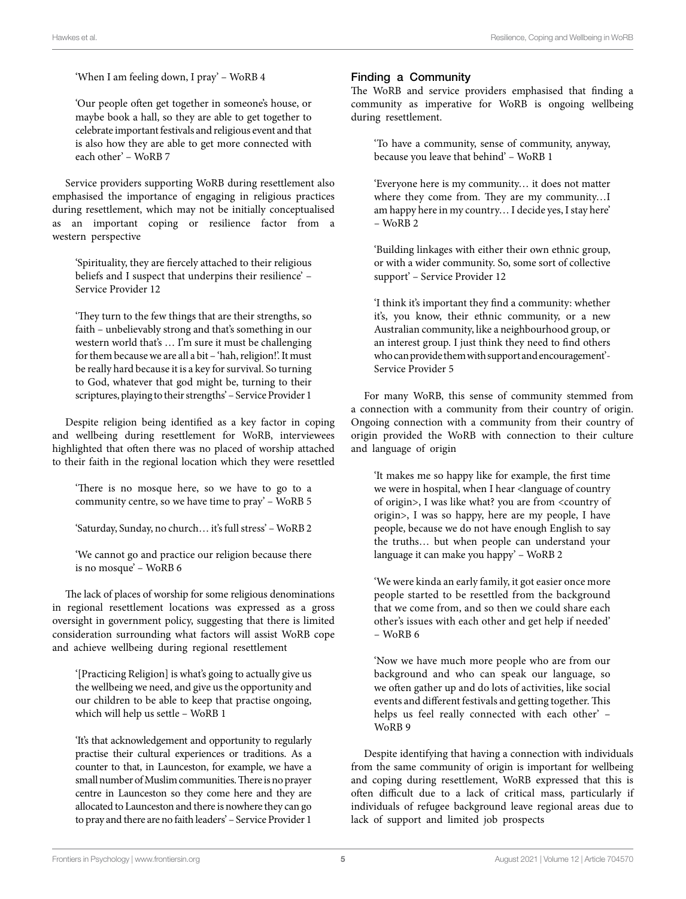'When I am feeling down, I pray' – WoRB 4

'Our people often get together in someone's house, or maybe book a hall, so they are able to get together to celebrate important festivals and religious event and that is also how they are able to get more connected with each other' – WoRB 7

Service providers supporting WoRB during resettlement also emphasised the importance of engaging in religious practices during resettlement, which may not be initially conceptualised as an important coping or resilience factor from a western perspective

'Spirituality, they are fiercely attached to their religious beliefs and I suspect that underpins their resilience' – Service Provider 12

'They turn to the few things that are their strengths, so faith – unbelievably strong and that's something in our western world that's … I'm sure it must be challenging for them because we are all a bit – 'hah, religion!'. It must be really hard because it is a key for survival. So turning to God, whatever that god might be, turning to their scriptures, playing to their strengths' – Service Provider 1

Despite religion being identified as a key factor in coping and wellbeing during resettlement for WoRB, interviewees highlighted that often there was no placed of worship attached to their faith in the regional location which they were resettled

'There is no mosque here, so we have to go to a community centre, so we have time to pray' – WoRB 5

'Saturday, Sunday, no church… it's full stress' – WoRB 2

'We cannot go and practice our religion because there is no mosque' – WoRB 6

The lack of places of worship for some religious denominations in regional resettlement locations was expressed as a gross oversight in government policy, suggesting that there is limited consideration surrounding what factors will assist WoRB cope and achieve wellbeing during regional resettlement

'[Practicing Religion] is what's going to actually give us the wellbeing we need, and give us the opportunity and our children to be able to keep that practise ongoing, which will help us settle – WoRB 1

'It's that acknowledgement and opportunity to regularly practise their cultural experiences or traditions. As a counter to that, in Launceston, for example, we have a small number of Muslim communities. There is no prayer centre in Launceston so they come here and they are allocated to Launceston and there is nowhere they can go to pray and there are no faith leaders' – Service Provider 1

## Finding a Community

The WoRB and service providers emphasised that finding a community as imperative for WoRB is ongoing wellbeing during resettlement.

'To have a community, sense of community, anyway, because you leave that behind' – WoRB 1

'Everyone here is my community… it does not matter where they come from. They are my community…I am happy here in my country… I decide yes, I stay here' – WoRB 2

'Building linkages with either their own ethnic group, or with a wider community. So, some sort of collective support' – Service Provider 12

'I think it's important they find a community: whether it's, you know, their ethnic community, or a new Australian community, like a neighbourhood group, or an interest group. I just think they need to find others who can provide them with support and encouragement'- Service Provider 5

For many WoRB, this sense of community stemmed from a connection with a community from their country of origin. Ongoing connection with a community from their country of origin provided the WoRB with connection to their culture and language of origin

'It makes me so happy like for example, the first time we were in hospital, when I hear <language of country of origin>, I was like what? you are from <country of origin>, I was so happy, here are my people, I have people, because we do not have enough English to say the truths… but when people can understand your language it can make you happy' – WoRB 2

'We were kinda an early family, it got easier once more people started to be resettled from the background that we come from, and so then we could share each other's issues with each other and get help if needed' – WoRB 6

'Now we have much more people who are from our background and who can speak our language, so we often gather up and do lots of activities, like social events and different festivals and getting together. This helps us feel really connected with each other' – WoRB 9

Despite identifying that having a connection with individuals from the same community of origin is important for wellbeing and coping during resettlement, WoRB expressed that this is often difficult due to a lack of critical mass, particularly if individuals of refugee background leave regional areas due to lack of support and limited job prospects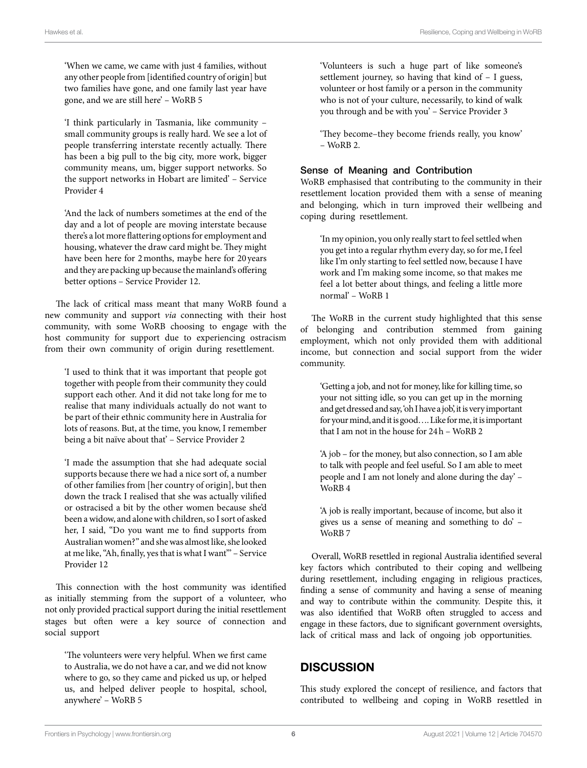'When we came, we came with just 4 families, without any other people from [identified country of origin] but two families have gone, and one family last year have gone, and we are still here' – WoRB 5

'I think particularly in Tasmania, like community – small community groups is really hard. We see a lot of people transferring interstate recently actually. There has been a big pull to the big city, more work, bigger community means, um, bigger support networks. So the support networks in Hobart are limited' – Service Provider 4

'And the lack of numbers sometimes at the end of the day and a lot of people are moving interstate because there's a lot more flattering options for employment and housing, whatever the draw card might be. They might have been here for 2 months, maybe here for 20 years and they are packing up because the mainland's offering better options – Service Provider 12.

The lack of critical mass meant that many WoRB found a new community and support *via* connecting with their host community, with some WoRB choosing to engage with the host community for support due to experiencing ostracism from their own community of origin during resettlement.

'I used to think that it was important that people got together with people from their community they could support each other. And it did not take long for me to realise that many individuals actually do not want to be part of their ethnic community here in Australia for lots of reasons. But, at the time, you know, I remember being a bit naïve about that' – Service Provider 2

'I made the assumption that she had adequate social supports because there we had a nice sort of, a number of other families from [her country of origin], but then down the track I realised that she was actually vilified or ostracised a bit by the other women because she'd been a widow, and alone with children, so I sort of asked her, I said, "Do you want me to find supports from Australian women?" and she was almost like, she looked at me like, "Ah, finally, yes that is what I want"' – Service Provider 12

This connection with the host community was identified as initially stemming from the support of a volunteer, who not only provided practical support during the initial resettlement stages but often were a key source of connection and social support

'The volunteers were very helpful. When we first came to Australia, we do not have a car, and we did not know where to go, so they came and picked us up, or helped us, and helped deliver people to hospital, school, anywhere' – WoRB 5

'Volunteers is such a huge part of like someone's settlement journey, so having that kind of – I guess, volunteer or host family or a person in the community who is not of your culture, necessarily, to kind of walk you through and be with you' – Service Provider 3

'They become–they become friends really, you know' – WoRB 2.

### Sense of Meaning and Contribution

WoRB emphasised that contributing to the community in their resettlement location provided them with a sense of meaning and belonging, which in turn improved their wellbeing and coping during resettlement.

'In my opinion, you only really start to feel settled when you get into a regular rhythm every day, so for me, I feel like I'm only starting to feel settled now, because I have work and I'm making some income, so that makes me feel a lot better about things, and feeling a little more normal' – WoRB 1

The WoRB in the current study highlighted that this sense of belonging and contribution stemmed from gaining employment, which not only provided them with additional income, but connection and social support from the wider community.

'Getting a job, and not for money, like for killing time, so your not sitting idle, so you can get up in the morning and get dressed and say, 'oh I have a job', it is very important for your mind, and it is good.... Like for me, it is important that I am not in the house for 24 h – WoRB 2

'A job – for the money, but also connection, so I am able to talk with people and feel useful. So I am able to meet people and I am not lonely and alone during the day' – WoRB 4

'A job is really important, because of income, but also it gives us a sense of meaning and something to do' – WoRB 7

Overall, WoRB resettled in regional Australia identified several key factors which contributed to their coping and wellbeing during resettlement, including engaging in religious practices, finding a sense of community and having a sense of meaning and way to contribute within the community. Despite this, it was also identified that WoRB often struggled to access and engage in these factors, due to significant government oversights, lack of critical mass and lack of ongoing job opportunities.

## DISCUSSION

This study explored the concept of resilience, and factors that contributed to wellbeing and coping in WoRB resettled in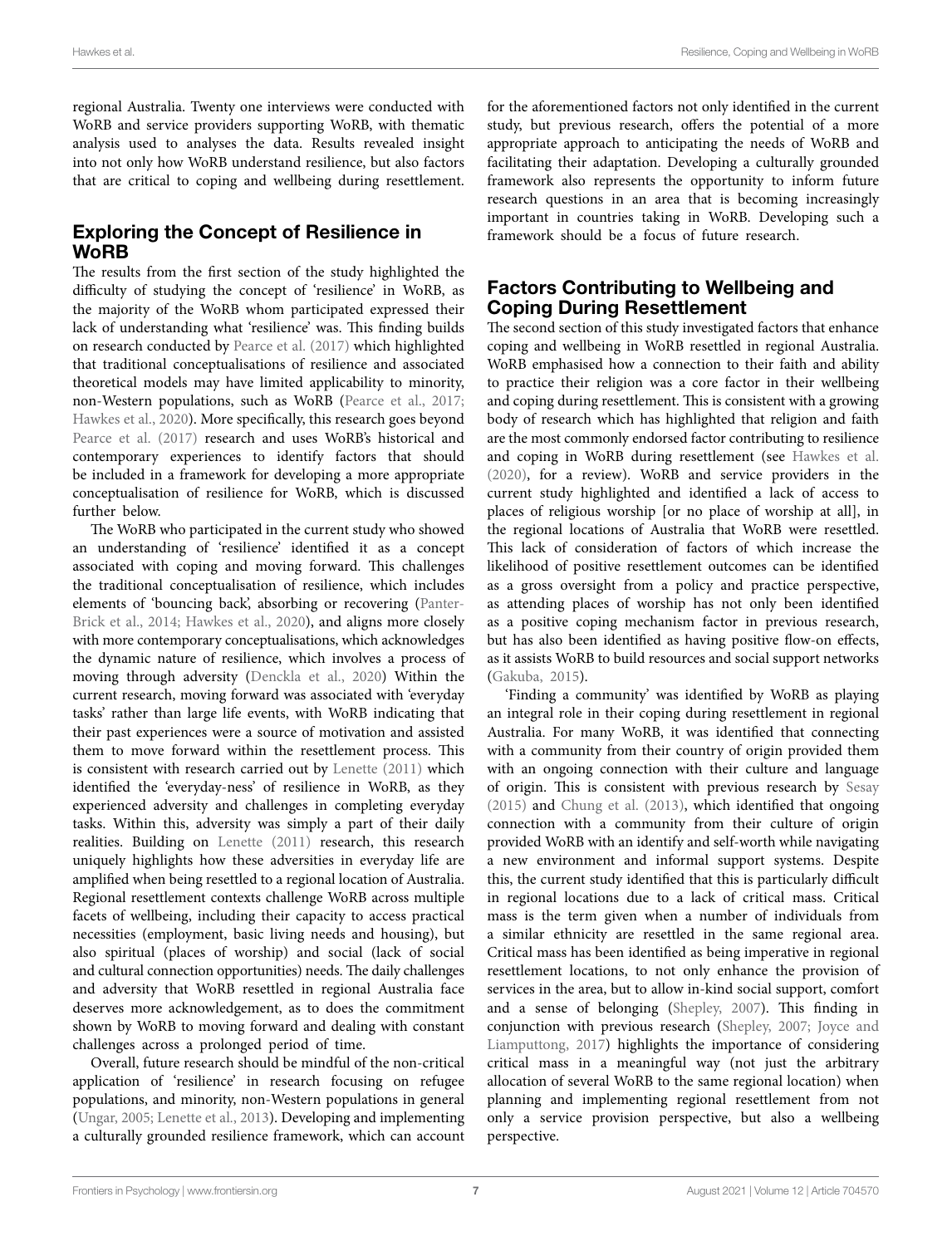regional Australia. Twenty one interviews were conducted with WoRB and service providers supporting WoRB, with thematic analysis used to analyses the data. Results revealed insight into not only how WoRB understand resilience, but also factors that are critical to coping and wellbeing during resettlement.

## Exploring the Concept of Resilience in WoRB

The results from the first section of the study highlighted the difficulty of studying the concept of 'resilience' in WoRB, as the majority of the WoRB whom participated expressed their lack of understanding what 'resilience' was. This finding builds on research conducted by Pearce et al. (2017) which highlighted that traditional conceptualisations of resilience and associated theoretical models may have limited applicability to minority, non-Western populations, such as WoRB (Pearce et al., 2017; Hawkes et al., 2020). More specifically, this research goes beyond Pearce et al. (2017) research and uses WoRB's historical and contemporary experiences to identify factors that should be included in a framework for developing a more appropriate conceptualisation of resilience for WoRB, which is discussed further below.

The WoRB who participated in the current study who showed an understanding of 'resilience' identified it as a concept associated with coping and moving forward. This challenges the traditional conceptualisation of resilience, which includes elements of 'bouncing back', absorbing or recovering (Panter-Brick et al., 2014; Hawkes et al., 2020), and aligns more closely with more contemporary conceptualisations, which acknowledges the dynamic nature of resilience, which involves a process of moving through adversity (Denckla et al., 2020) Within the current research, moving forward was associated with 'everyday tasks' rather than large life events, with WoRB indicating that their past experiences were a source of motivation and assisted them to move forward within the resettlement process. This is consistent with research carried out by Lenette (2011) which identified the 'everyday-ness' of resilience in WoRB, as they experienced adversity and challenges in completing everyday tasks. Within this, adversity was simply a part of their daily realities. Building on Lenette (2011) research, this research uniquely highlights how these adversities in everyday life are amplified when being resettled to a regional location of Australia. Regional resettlement contexts challenge WoRB across multiple facets of wellbeing, including their capacity to access practical necessities (employment, basic living needs and housing), but also spiritual (places of worship) and social (lack of social and cultural connection opportunities) needs. The daily challenges and adversity that WoRB resettled in regional Australia face deserves more acknowledgement, as to does the commitment shown by WoRB to moving forward and dealing with constant challenges across a prolonged period of time.

Overall, future research should be mindful of the non-critical application of 'resilience' in research focusing on refugee populations, and minority, non-Western populations in general (Ungar, 2005; Lenette et al., 2013). Developing and implementing a culturally grounded resilience framework, which can account for the aforementioned factors not only identified in the current study, but previous research, offers the potential of a more appropriate approach to anticipating the needs of WoRB and facilitating their adaptation. Developing a culturally grounded framework also represents the opportunity to inform future research questions in an area that is becoming increasingly important in countries taking in WoRB. Developing such a framework should be a focus of future research.

## Factors Contributing to Wellbeing and Coping During Resettlement

The second section of this study investigated factors that enhance coping and wellbeing in WoRB resettled in regional Australia. WoRB emphasised how a connection to their faith and ability to practice their religion was a core factor in their wellbeing and coping during resettlement. This is consistent with a growing body of research which has highlighted that religion and faith are the most commonly endorsed factor contributing to resilience and coping in WoRB during resettlement (see Hawkes et al. (2020), for a review). WoRB and service providers in the current study highlighted and identified a lack of access to places of religious worship [or no place of worship at all], in the regional locations of Australia that WoRB were resettled. This lack of consideration of factors of which increase the likelihood of positive resettlement outcomes can be identified as a gross oversight from a policy and practice perspective, as attending places of worship has not only been identified as a positive coping mechanism factor in previous research, but has also been identified as having positive flow-on effects, as it assists WoRB to build resources and social support networks (Gakuba, 2015).

'Finding a community' was identified by WoRB as playing an integral role in their coping during resettlement in regional Australia. For many WoRB, it was identified that connecting with a community from their country of origin provided them with an ongoing connection with their culture and language of origin. This is consistent with previous research by Sesay (2015) and Chung et al. (2013), which identified that ongoing connection with a community from their culture of origin provided WoRB with an identify and self-worth while navigating a new environment and informal support systems. Despite this, the current study identified that this is particularly difficult in regional locations due to a lack of critical mass. Critical mass is the term given when a number of individuals from a similar ethnicity are resettled in the same regional area. Critical mass has been identified as being imperative in regional resettlement locations, to not only enhance the provision of services in the area, but to allow in-kind social support, comfort and a sense of belonging (Shepley, 2007). This finding in conjunction with previous research (Shepley, 2007; Joyce and Liamputtong, 2017) highlights the importance of considering critical mass in a meaningful way (not just the arbitrary allocation of several WoRB to the same regional location) when planning and implementing regional resettlement from not only a service provision perspective, but also a wellbeing perspective.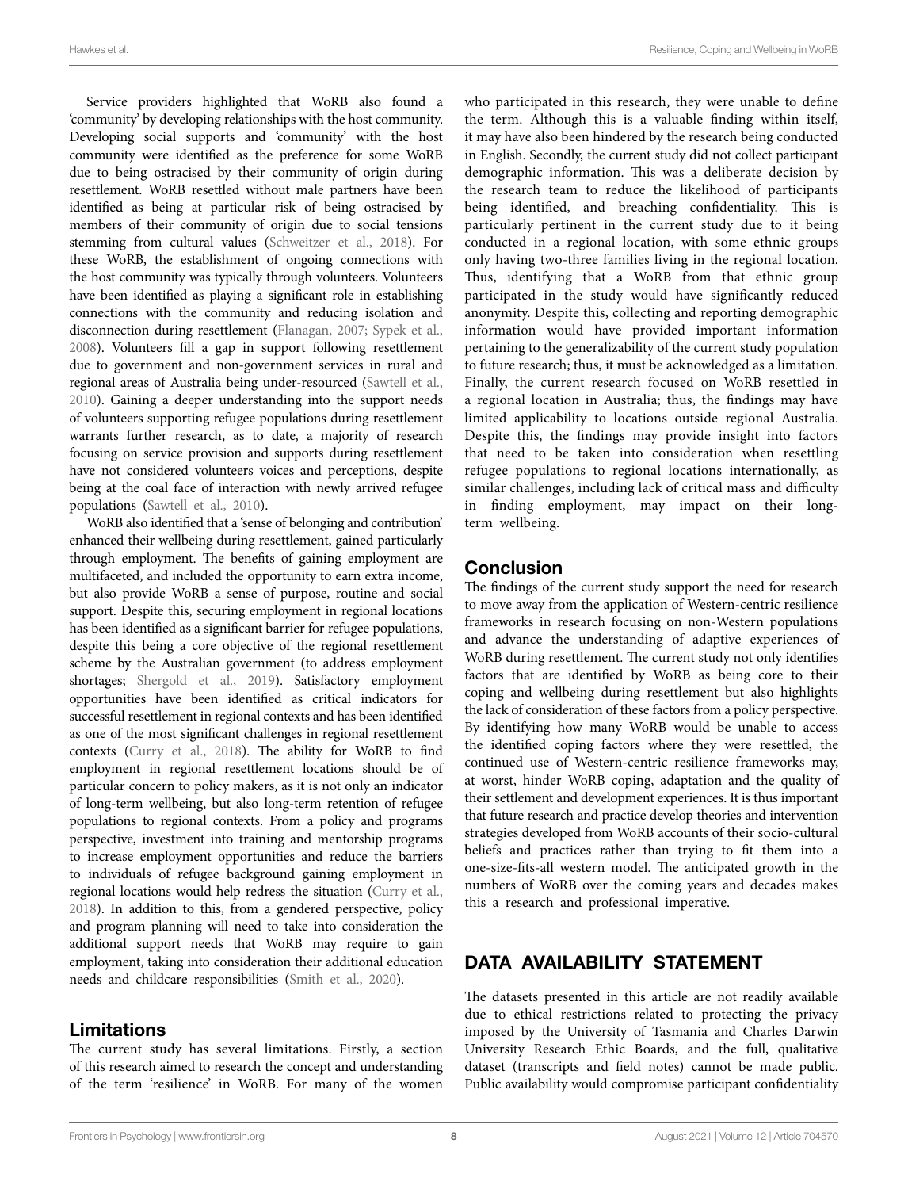Service providers highlighted that WoRB also found a 'community' by developing relationships with the host community. Developing social supports and 'community' with the host community were identified as the preference for some WoRB due to being ostracised by their community of origin during resettlement. WoRB resettled without male partners have been identified as being at particular risk of being ostracised by members of their community of origin due to social tensions stemming from cultural values (Schweitzer et al., 2018). For these WoRB, the establishment of ongoing connections with the host community was typically through volunteers. Volunteers have been identified as playing a significant role in establishing connections with the community and reducing isolation and disconnection during resettlement (Flanagan, 2007; Sypek et al., 2008). Volunteers fill a gap in support following resettlement due to government and non-government services in rural and regional areas of Australia being under-resourced (Sawtell et al., 2010). Gaining a deeper understanding into the support needs of volunteers supporting refugee populations during resettlement warrants further research, as to date, a majority of research focusing on service provision and supports during resettlement have not considered volunteers voices and perceptions, despite being at the coal face of interaction with newly arrived refugee populations (Sawtell et al., 2010).

WoRB also identified that a 'sense of belonging and contribution' enhanced their wellbeing during resettlement, gained particularly through employment. The benefits of gaining employment are multifaceted, and included the opportunity to earn extra income, but also provide WoRB a sense of purpose, routine and social support. Despite this, securing employment in regional locations has been identified as a significant barrier for refugee populations, despite this being a core objective of the regional resettlement scheme by the Australian government (to address employment shortages; Shergold et al., 2019). Satisfactory employment opportunities have been identified as critical indicators for successful resettlement in regional contexts and has been identified as one of the most significant challenges in regional resettlement contexts (Curry et al., 2018). The ability for WoRB to find employment in regional resettlement locations should be of particular concern to policy makers, as it is not only an indicator of long-term wellbeing, but also long-term retention of refugee populations to regional contexts. From a policy and programs perspective, investment into training and mentorship programs to increase employment opportunities and reduce the barriers to individuals of refugee background gaining employment in regional locations would help redress the situation (Curry et al., 2018). In addition to this, from a gendered perspective, policy and program planning will need to take into consideration the additional support needs that WoRB may require to gain employment, taking into consideration their additional education needs and childcare responsibilities (Smith et al., 2020).

### Limitations

The current study has several limitations. Firstly, a section of this research aimed to research the concept and understanding of the term 'resilience' in WoRB. For many of the women who participated in this research, they were unable to define the term. Although this is a valuable finding within itself, it may have also been hindered by the research being conducted in English. Secondly, the current study did not collect participant demographic information. This was a deliberate decision by the research team to reduce the likelihood of participants being identified, and breaching confidentiality. This is particularly pertinent in the current study due to it being conducted in a regional location, with some ethnic groups only having two-three families living in the regional location. Thus, identifying that a WoRB from that ethnic group participated in the study would have significantly reduced anonymity. Despite this, collecting and reporting demographic information would have provided important information pertaining to the generalizability of the current study population to future research; thus, it must be acknowledged as a limitation. Finally, the current research focused on WoRB resettled in a regional location in Australia; thus, the findings may have limited applicability to locations outside regional Australia. Despite this, the findings may provide insight into factors that need to be taken into consideration when resettling refugee populations to regional locations internationally, as similar challenges, including lack of critical mass and difficulty in finding employment, may impact on their long-term wellbeing.

### Conclusion

The findings of the current study support the need for research to move away from the application of Western-centric resilience frameworks in research focusing on non-Western populations and advance the understanding of adaptive experiences of WoRB during resettlement. The current study not only identifies factors that are identified by WoRB as being core to their coping and wellbeing during resettlement but also highlights the lack of consideration of these factors from a policy perspective. By identifying how many WoRB would be unable to access the identified coping factors where they were resettled, the continued use of Western-centric resilience frameworks may, at worst, hinder WoRB coping, adaptation and the quality of their settlement and development experiences. It is thus important that future research and practice develop theories and intervention strategies developed from WoRB accounts of their socio-cultural beliefs and practices rather than trying to fit them into a one-size-fits-all western model. The anticipated growth in the numbers of WoRB over the coming years and decades makes this a research and professional imperative.

## DATA AVAILABILITY STATEMENT

The datasets presented in this article are not readily available due to ethical restrictions related to protecting the privacy imposed by the University of Tasmania and Charles Darwin University Research Ethic Boards, and the full, qualitative dataset (transcripts and field notes) cannot be made public. Public availability would compromise participant confidentiality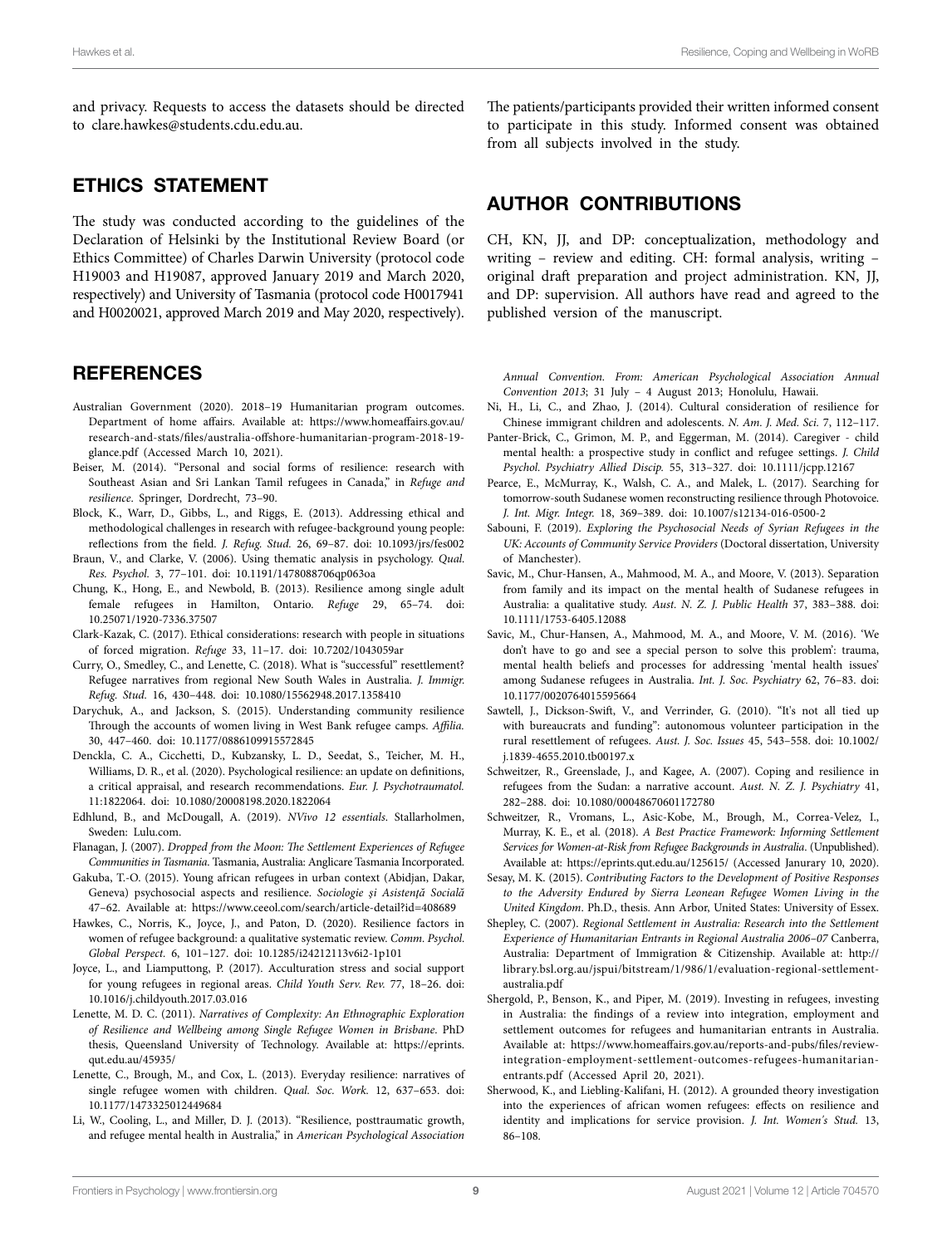and privacy. Requests to access the datasets should be directed to clare.hawkes@students.cdu.edu.au.

## ETHICS STATEMENT

The study was conducted according to the guidelines of the Declaration of Helsinki by the Institutional Review Board (or Ethics Committee) of Charles Darwin University (protocol code H19003 and H19087, approved January 2019 and March 2020, respectively) and University of Tasmania (protocol code H0017941 and H0020021, approved March 2019 and May 2020, respectively). The patients/participants provided their written informed consent to participate in this study. Informed consent was obtained from all subjects involved in the study.

## AUTHOR CONTRIBUTIONS

CH, KN, JJ, and DP: conceptualization, methodology and writing – review and editing. CH: formal analysis, writing – original draft preparation and project administration. KN, JJ, and DP: supervision. All authors have read and agreed to the published version of the manuscript.

## REFERENCES

Australian Government (2020). 2018–19 Humanitarian program outcomes. Department of home affairs. Available at: https://www.homeaffairs.gov.au/research-and-stats/files/australia-offshore-humanitarian-program-2018-19-glance.pdf (Accessed March 10, 2021).

Beiser, M. (2014). "Personal and social forms of resilience: research with Southeast Asian and Sri Lankan Tamil refugees in Canada," in *Refuge and resilience*. Springer, Dordrecht, 73–90.

Block, K., Warr, D., Gibbs, L., and Riggs, E. (2013). Addressing ethical and methodological challenges in research with refugee-background young people: reflections from the field. *J. Refug. Stud.* 26, 69–87. doi: 10.1093/jrs/fes002

Braun, V., and Clarke, V. (2006). Using thematic analysis in psychology. *Qual. Res. Psychol.* 3, 77–101. doi: 10.1191/1478088706qp063oa

Chung, K., Hong, E., and Newbold, B. (2013). Resilience among single adult female refugees in Hamilton, Ontario. *Refuge* 29, 65–74. doi: 10.25071/1920-7336.37507

Clark-Kazak, C. (2017). Ethical considerations: research with people in situations of forced migration. *Refuge* 33, 11–17. doi: 10.7202/1043059ar

Curry, O., Smedley, C., and Lenette, C. (2018). What is "successful" resettlement? Refugee narratives from regional New South Wales in Australia. *J. Immigr. Refug. Stud.* 16, 430–448. doi: 10.1080/15562948.2017.1358410

Darychuk, A., and Jackson, S. (2015). Understanding community resilience Through the accounts of women living in West Bank refugee camps. *Affilia.* 30, 447–460. doi: 10.1177/0886109915572845

Denckla, C. A., Cicchetti, D., Kubzansky, L. D., Seedat, S., Teicher, M. H., Williams, D. R., et al. (2020). Psychological resilience: an update on definitions, a critical appraisal, and research recommendations. *Eur. J. Psychotraumatol.* 11:1822064. doi: 10.1080/20008198.2020.1822064

Edhlund, B., and McDougall, A. (2019). *NVivo 12 essentials*. Stallarholmen, Sweden: Lulu.com.

Flanagan, J. (2007). *Dropped from the Moon: The Settlement Experiences of Refugee Communities in Tasmania*. Tasmania, Australia: Anglicare Tasmania Incorporated.

Gakuba, T.-O. (2015). Young african refugees in urban context (Abidjan, Dakar, Geneva) psychosocial aspects and resilience. *Sociologie şi Asistenţă Socială* 47–62. Available at: https://www.ceeol.com/search/article-detail?id=408689

Hawkes, C., Norris, K., Joyce, J., and Paton, D. (2020). Resilience factors in women of refugee background: a qualitative systematic review. *Comm. Psychol. Global Perspect.* 6, 101–127. doi: 10.1285/i24212113v6i2-1p101

Joyce, L., and Liamputtong, P. (2017). Acculturation stress and social support for young refugees in regional areas. *Child Youth Serv. Rev.* 77, 18–26. doi: 10.1016/j.childyouth.2017.03.016

Lenette, M. D. C. (2011). *Narratives of Complexity: An Ethnographic Exploration of Resilience and Wellbeing among Single Refugee Women in Brisbane*. PhD thesis, Queensland University of Technology. Available at: https://eprints.qut.edu.au/45935/

Lenette, C., Brough, M., and Cox, L. (2013). Everyday resilience: narratives of single refugee women with children. *Qual. Soc. Work.* 12, 637–653. doi: 10.1177/1473325012449684

Li, W., Cooling, L., and Miller, D. J. (2013). "Resilience, posttraumatic growth, and refugee mental health in Australia," in *American Psychological Association Annual Convention. From: American Psychological Association Annual Convention 2013*; 31 July – 4 August 2013; Honolulu, Hawaii.

Ni, H., Li, C., and Zhao, J. (2014). Cultural consideration of resilience for Chinese immigrant children and adolescents. *N. Am. J. Med. Sci.* 7, 112–117.

Panter-Brick, C., Grimon, M. P., and Eggerman, M. (2014). Caregiver - child mental health: a prospective study in conflict and refugee settings. *J. Child Psychol. Psychiatry Allied Discip.* 55, 313–327. doi: 10.1111/jcpp.12167

Pearce, E., McMurray, K., Walsh, C. A., and Malek, L. (2017). Searching for tomorrow-south Sudanese women reconstructing resilience through Photovoice. *J. Int. Migr. Integr.* 18, 369–389. doi: 10.1007/s12134-016-0500-2

Sabouni, F. (2019). *Exploring the Psychosocial Needs of Syrian Refugees in the UK: Accounts of Community Service Providers* (Doctoral dissertation, University of Manchester).

Savic, M., Chur-Hansen, A., Mahmood, M. A., and Moore, V. (2013). Separation from family and its impact on the mental health of Sudanese refugees in Australia: a qualitative study. *Aust. N. Z. J. Public Health* 37, 383–388. doi: 10.1111/1753-6405.12088

Savic, M., Chur-Hansen, A., Mahmood, M. A., and Moore, V. M. (2016). 'We don't have to go and see a special person to solve this problem': trauma, mental health beliefs and processes for addressing 'mental health issues' among Sudanese refugees in Australia. *Int. J. Soc. Psychiatry* 62, 76–83. doi: 10.1177/0020764015595664

Sawtell, J., Dickson-Swift, V., and Verrinder, G. (2010). "It's not all tied up with bureaucrats and funding": autonomous volunteer participation in the rural resettlement of refugees. *Aust. J. Soc. Issues* 45, 543–558. doi: 10.1002/j.1839-4655.2010.tb00197.x

Schweitzer, R., Greenslade, J., and Kagee, A. (2007). Coping and resilience in refugees from the Sudan: a narrative account. *Aust. N. Z. J. Psychiatry* 41, 282–288. doi: 10.1080/00048670601172780

Schweitzer, R., Vromans, L., Asic-Kobe, M., Brough, M., Correa-Velez, I., Murray, K. E., et al. (2018). *A Best Practice Framework: Informing Settlement Services for Women-at-Risk from Refugee Backgrounds in Australia*. (Unpublished). Available at: https://eprints.qut.edu.au/125615/ (Accessed Janurary 10, 2020).

Sesay, M. K. (2015). *Contributing Factors to the Development of Positive Responses to the Adversity Endured by Sierra Leonean Refugee Women Living in the United Kingdom*. Ph.D., thesis. Ann Arbor, United States: University of Essex.

Shepley, C. (2007). *Regional Settlement in Australia: Research into the Settlement Experience of Humanitarian Entrants in Regional Australia 2006–07* Canberra, Australia: Department of Immigration & Citizenship. Available at: http://library.bsl.org.au/jspui/bitstream/1/986/1/evaluation-regional-settlement-australia.pdf

Shergold, P., Benson, K., and Piper, M. (2019). Investing in refugees, investing in Australia: the findings of a review into integration, employment and settlement outcomes for refugees and humanitarian entrants in Australia. Available at: https://www.homeaffairs.gov.au/reports-and-pubs/files/review-integration-employment-settlement-outcomes-refugees-humanitarian-entrants.pdf (Accessed April 20, 2021).

Sherwood, K., and Liebling-Kalifani, H. (2012). A grounded theory investigation into the experiences of african women refugees: effects on resilience and identity and implications for service provision. *J. Int. Women's Stud.* 13, 86–108.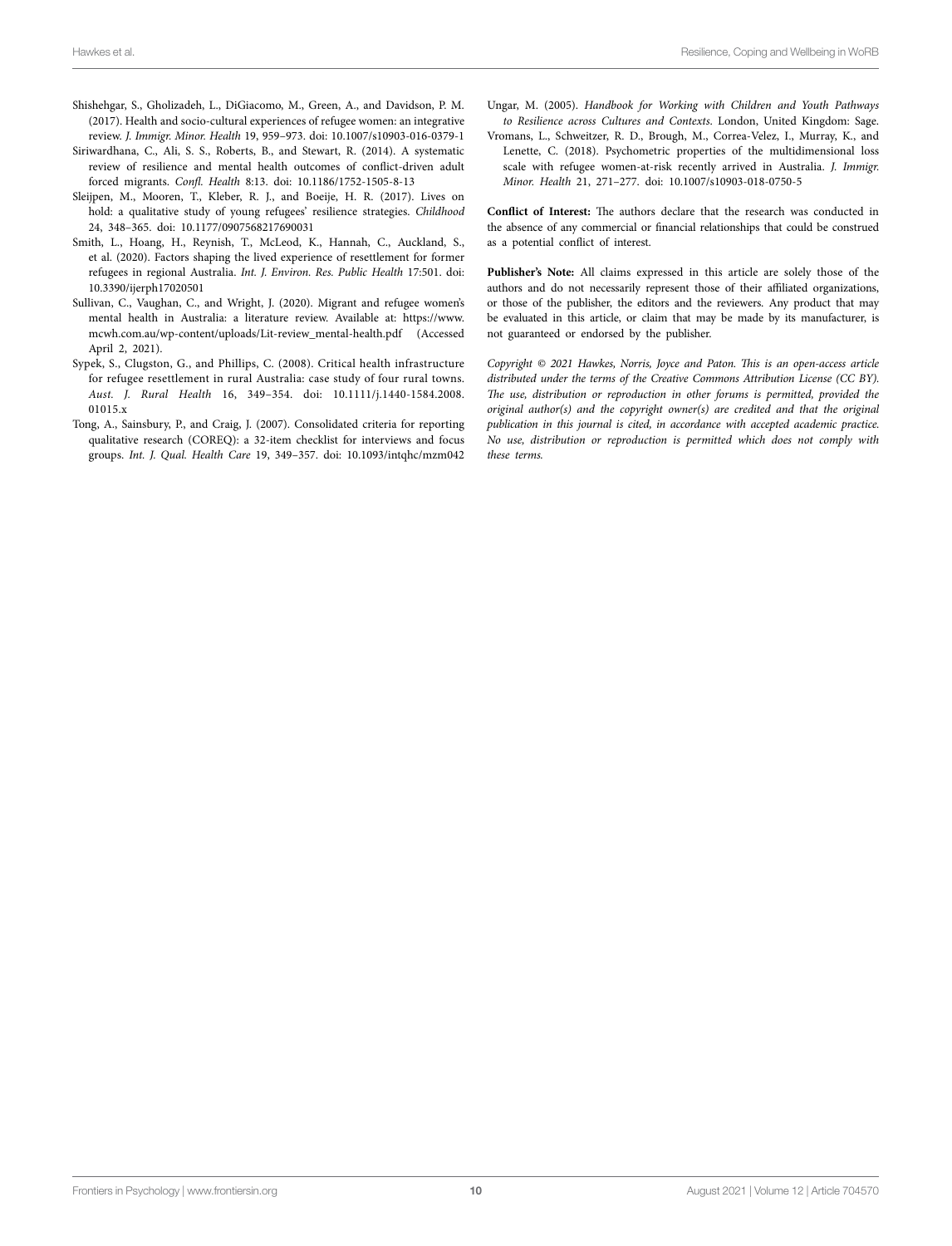Shishehgar, S., Gholizadeh, L., DiGiacomo, M., Green, A., and Davidson, P. M. (2017). Health and socio-cultural experiences of refugee women: an integrative review. *J. Immigr. Minor. Health* 19, 959–973. doi: 10.1007/s10903-016-0379-1

Siriwardhana, C., Ali, S. S., Roberts, B., and Stewart, R. (2014). A systematic review of resilience and mental health outcomes of conflict-driven adult forced migrants. *Confl. Health* 8:13. doi: 10.1186/1752-1505-8-13

Sleijpen, M., Mooren, T., Kleber, R. J., and Boeije, H. R. (2017). Lives on hold: a qualitative study of young refugees' resilience strategies. *Childhood* 24, 348–365. doi: 10.1177/0907568217690031

Smith, L., Hoang, H., Reynish, T., McLeod, K., Hannah, C., Auckland, S., et al. (2020). Factors shaping the lived experience of resettlement for former refugees in regional Australia. *Int. J. Environ. Res. Public Health* 17:501. doi: 10.3390/ijerph17020501

Sullivan, C., Vaughan, C., and Wright, J. (2020). Migrant and refugee women's mental health in Australia: a literature review. Available at: https://www.mcwh.com.au/wp-content/uploads/Lit-review_mental-health.pdf (Accessed April 2, 2021).

Sypek, S., Clugston, G., and Phillips, C. (2008). Critical health infrastructure for refugee resettlement in rural Australia: case study of four rural towns. *Aust. J. Rural Health* 16, 349–354. doi: 10.1111/j.1440-1584.2008.01015.x

Tong, A., Sainsbury, P., and Craig, J. (2007). Consolidated criteria for reporting qualitative research (COREQ): a 32-item checklist for interviews and focus groups. *Int. J. Qual. Health Care* 19, 349–357. doi: 10.1093/intqhc/mzm042

Ungar, M. (2005). *Handbook for Working with Children and Youth Pathways to Resilience across Cultures and Contexts*. London, United Kingdom: Sage.

Vromans, L., Schweitzer, R. D., Brough, M., Correa-Velez, I., Murray, K., and Lenette, C. (2018). Psychometric properties of the multidimensional loss scale with refugee women-at-risk recently arrived in Australia. *J. Immigr. Minor. Health* 21, 271–277. doi: 10.1007/s10903-018-0750-5

**Conflict of Interest:** The authors declare that the research was conducted in the absence of any commercial or financial relationships that could be construed as a potential conflict of interest.

**Publisher's Note:** All claims expressed in this article are solely those of the authors and do not necessarily represent those of their affiliated organizations, or those of the publisher, the editors and the reviewers. Any product that may be evaluated in this article, or claim that may be made by its manufacturer, is not guaranteed or endorsed by the publisher.

*Copyright © 2021 Hawkes, Norris, Joyce and Paton. This is an open-access article distributed under the terms of the Creative Commons Attribution License (CC BY). The use, distribution or reproduction in other forums is permitted, provided the original author(s) and the copyright owner(s) are credited and that the original publication in this journal is cited, in accordance with accepted academic practice. No use, distribution or reproduction is permitted which does not comply with these terms.*